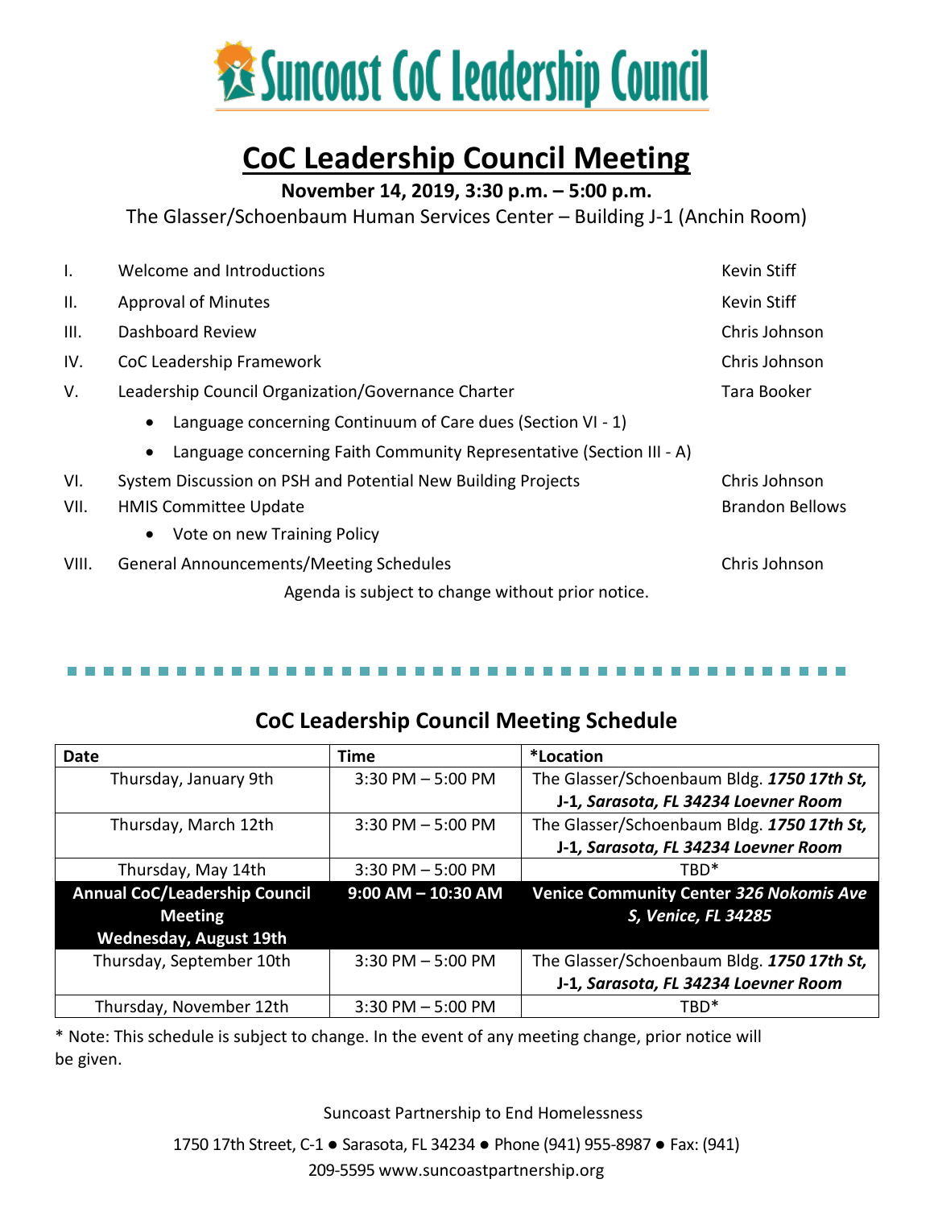# Suncoast CoC Leadership Council

## CoC Leadership Council Meeting

**November 14, 2019, 3:30 p.m. – 5:00 p.m.**

The Glasser/Schoenbaum Human Services Center – Building J-1 (Anchin Room)

| | | |
|---|---|---|
| I. | Welcome and Introductions | Kevin Stiff |
| II. | Approval of Minutes | Kevin Stiff |
| III. | Dashboard Review | Chris Johnson |
| IV. | CoC Leadership Framework | Chris Johnson |
| V. | Leadership Council Organization/Governance Charter | Tara Booker |
| | • Language concerning Continuum of Care dues (Section VI - 1) | |
| | • Language concerning Faith Community Representative (Section III - A) | |
| VI. | System Discussion on PSH and Potential New Building Projects | Chris Johnson |
| VII. | HMIS Committee Update | Brandon Bellows |
| | • Vote on new Training Policy | |
| VIII. | General Announcements/Meeting Schedules | Chris Johnson |

Agenda is subject to change without prior notice.

## CoC Leadership Council Meeting Schedule

| Date | Time | *Location |
|---|---|---|
| Thursday, January 9th | 3:30 PM – 5:00 PM | The Glasser/Schoenbaum Bldg. ***1750 17th St,*** **J-1,** ***Sarasota, FL 34234 Loevner Room*** |
| Thursday, March 12th | 3:30 PM – 5:00 PM | The Glasser/Schoenbaum Bldg. ***1750 17th St,*** **J-1,** ***Sarasota, FL 34234 Loevner Room*** |
| Thursday, May 14th | 3:30 PM – 5:00 PM | TBD* |
| **Annual CoC/Leadership Council Meeting Wednesday, August 19th** | **9:00 AM – 10:30 AM** | **Venice Community Center *326 Nokomis Ave S, Venice, FL 34285*** |
| Thursday, September 10th | 3:30 PM – 5:00 PM | The Glasser/Schoenbaum Bldg. ***1750 17th St,*** **J-1,** ***Sarasota, FL 34234 Loevner Room*** |
| Thursday, November 12th | 3:30 PM – 5:00 PM | TBD* |

* Note: This schedule is subject to change. In the event of any meeting change, prior notice will be given.

Suncoast Partnership to End Homelessness

1750 17th Street, C-1 ● Sarasota, FL 34234 ● Phone (941) 955-8987 ● Fax: (941) 209-5595 www.suncoastpartnership.org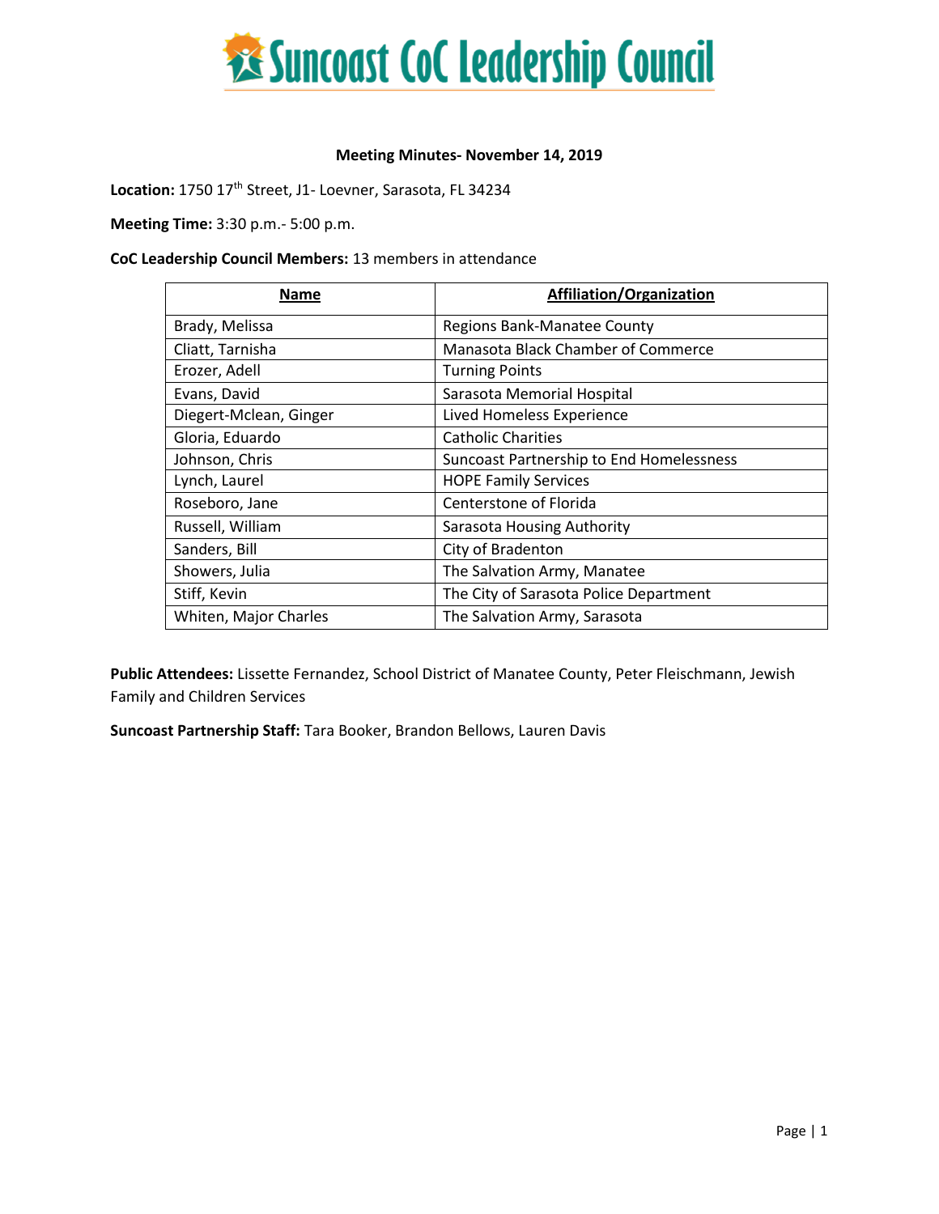# Suncoast CoC Leadership Council

**Meeting Minutes- November 14, 2019**

**Location:** 1750 17th Street, J1- Loevner, Sarasota, FL 34234

**Meeting Time:** 3:30 p.m.- 5:00 p.m.

**CoC Leadership Council Members:** 13 members in attendance

| Name | Affiliation/Organization |
|---|---|
| Brady, Melissa | Regions Bank-Manatee County |
| Cliatt, Tarnisha | Manasota Black Chamber of Commerce |
| Erozer, Adell | Turning Points |
| Evans, David | Sarasota Memorial Hospital |
| Diegert-Mclean, Ginger | Lived Homeless Experience |
| Gloria, Eduardo | Catholic Charities |
| Johnson, Chris | Suncoast Partnership to End Homelessness |
| Lynch, Laurel | HOPE Family Services |
| Roseboro, Jane | Centerstone of Florida |
| Russell, William | Sarasota Housing Authority |
| Sanders, Bill | City of Bradenton |
| Showers, Julia | The Salvation Army, Manatee |
| Stiff, Kevin | The City of Sarasota Police Department |
| Whiten, Major Charles | The Salvation Army, Sarasota |

**Public Attendees:** Lissette Fernandez, School District of Manatee County, Peter Fleischmann, Jewish Family and Children Services

**Suncoast Partnership Staff:** Tara Booker, Brandon Bellows, Lauren Davis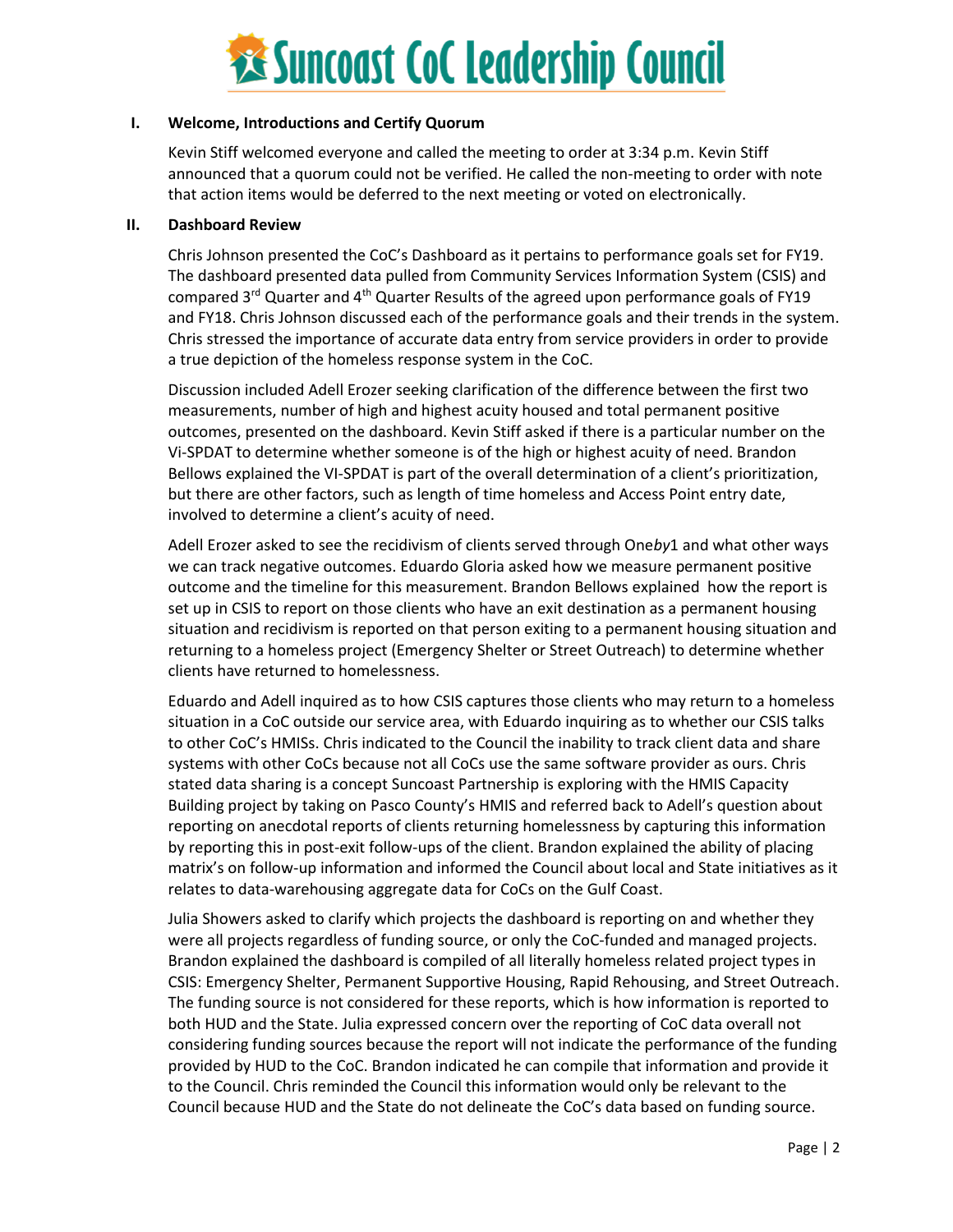# Suncoast CoC Leadership Council

## I. Welcome, Introductions and Certify Quorum

Kevin Stiff welcomed everyone and called the meeting to order at 3:34 p.m. Kevin Stiff announced that a quorum could not be verified. He called the non-meeting to order with note that action items would be deferred to the next meeting or voted on electronically.

## II. Dashboard Review

Chris Johnson presented the CoC's Dashboard as it pertains to performance goals set for FY19. The dashboard presented data pulled from Community Services Information System (CSIS) and compared 3rd Quarter and 4th Quarter Results of the agreed upon performance goals of FY19 and FY18. Chris Johnson discussed each of the performance goals and their trends in the system. Chris stressed the importance of accurate data entry from service providers in order to provide a true depiction of the homeless response system in the CoC.

Discussion included Adell Erozer seeking clarification of the difference between the first two measurements, number of high and highest acuity housed and total permanent positive outcomes, presented on the dashboard. Kevin Stiff asked if there is a particular number on the Vi-SPDAT to determine whether someone is of the high or highest acuity of need. Brandon Bellows explained the VI-SPDAT is part of the overall determination of a client's prioritization, but there are other factors, such as length of time homeless and Access Point entry date, involved to determine a client's acuity of need.

Adell Erozer asked to see the recidivism of clients served through One*by*1 and what other ways we can track negative outcomes. Eduardo Gloria asked how we measure permanent positive outcome and the timeline for this measurement. Brandon Bellows explained how the report is set up in CSIS to report on those clients who have an exit destination as a permanent housing situation and recidivism is reported on that person exiting to a permanent housing situation and returning to a homeless project (Emergency Shelter or Street Outreach) to determine whether clients have returned to homelessness.

Eduardo and Adell inquired as to how CSIS captures those clients who may return to a homeless situation in a CoC outside our service area, with Eduardo inquiring as to whether our CSIS talks to other CoC's HMISs. Chris indicated to the Council the inability to track client data and share systems with other CoCs because not all CoCs use the same software provider as ours. Chris stated data sharing is a concept Suncoast Partnership is exploring with the HMIS Capacity Building project by taking on Pasco County's HMIS and referred back to Adell's question about reporting on anecdotal reports of clients returning homelessness by capturing this information by reporting this in post-exit follow-ups of the client. Brandon explained the ability of placing matrix's on follow-up information and informed the Council about local and State initiatives as it relates to data-warehousing aggregate data for CoCs on the Gulf Coast.

Julia Showers asked to clarify which projects the dashboard is reporting on and whether they were all projects regardless of funding source, or only the CoC-funded and managed projects. Brandon explained the dashboard is compiled of all literally homeless related project types in CSIS: Emergency Shelter, Permanent Supportive Housing, Rapid Rehousing, and Street Outreach. The funding source is not considered for these reports, which is how information is reported to both HUD and the State. Julia expressed concern over the reporting of CoC data overall not considering funding sources because the report will not indicate the performance of the funding provided by HUD to the CoC. Brandon indicated he can compile that information and provide it to the Council. Chris reminded the Council this information would only be relevant to the Council because HUD and the State do not delineate the CoC's data based on funding source.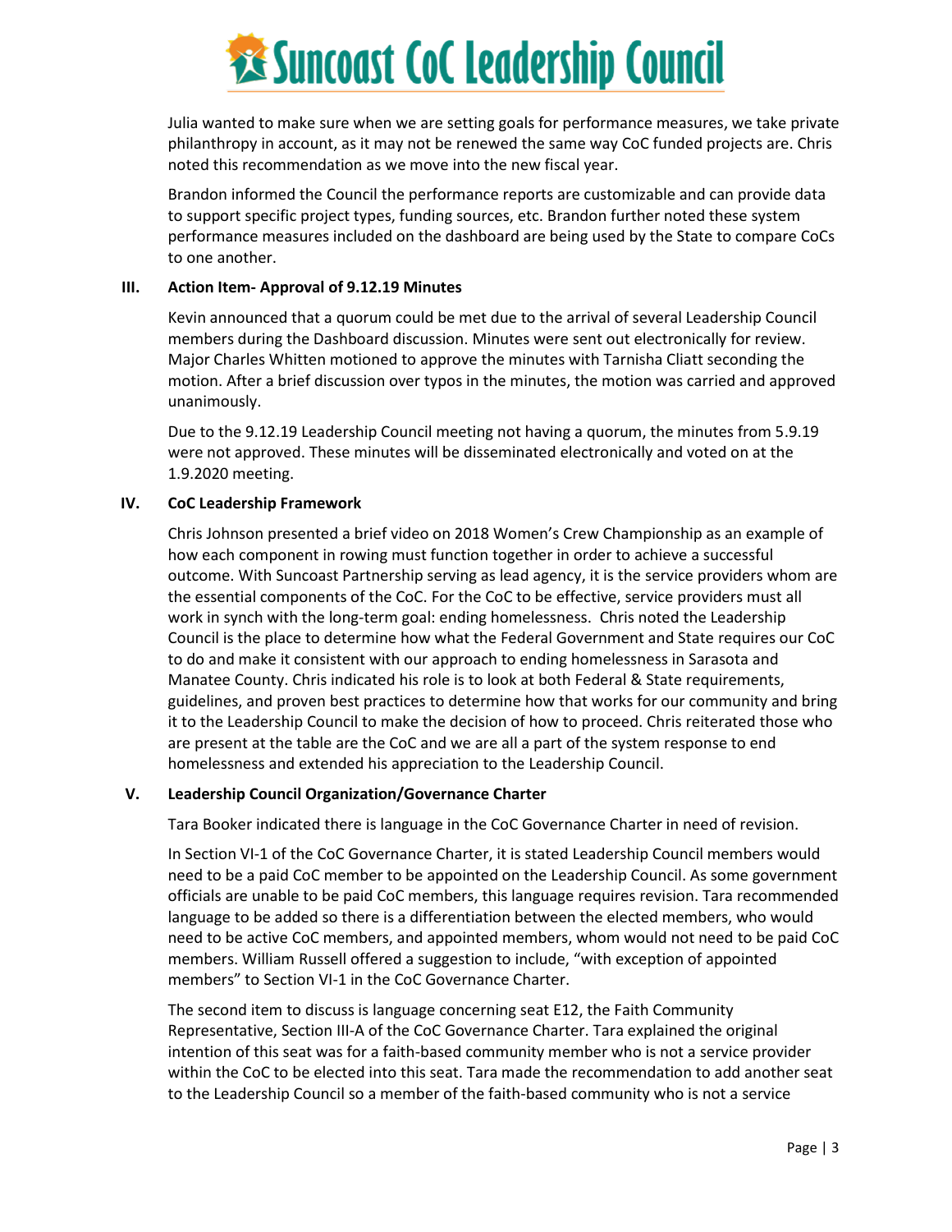Julia wanted to make sure when we are setting goals for performance measures, we take private philanthropy in account, as it may not be renewed the same way CoC funded projects are. Chris noted this recommendation as we move into the new fiscal year.

Brandon informed the Council the performance reports are customizable and can provide data to support specific project types, funding sources, etc. Brandon further noted these system performance measures included on the dashboard are being used by the State to compare CoCs to one another.

## III. Action Item- Approval of 9.12.19 Minutes

Kevin announced that a quorum could be met due to the arrival of several Leadership Council members during the Dashboard discussion. Minutes were sent out electronically for review. Major Charles Whitten motioned to approve the minutes with Tarnisha Cliatt seconding the motion. After a brief discussion over typos in the minutes, the motion was carried and approved unanimously.

Due to the 9.12.19 Leadership Council meeting not having a quorum, the minutes from 5.9.19 were not approved. These minutes will be disseminated electronically and voted on at the 1.9.2020 meeting.

## IV. CoC Leadership Framework

Chris Johnson presented a brief video on 2018 Women's Crew Championship as an example of how each component in rowing must function together in order to achieve a successful outcome. With Suncoast Partnership serving as lead agency, it is the service providers whom are the essential components of the CoC. For the CoC to be effective, service providers must all work in synch with the long-term goal: ending homelessness. Chris noted the Leadership Council is the place to determine how what the Federal Government and State requires our CoC to do and make it consistent with our approach to ending homelessness in Sarasota and Manatee County. Chris indicated his role is to look at both Federal & State requirements, guidelines, and proven best practices to determine how that works for our community and bring it to the Leadership Council to make the decision of how to proceed. Chris reiterated those who are present at the table are the CoC and we are all a part of the system response to end homelessness and extended his appreciation to the Leadership Council.

## V. Leadership Council Organization/Governance Charter

Tara Booker indicated there is language in the CoC Governance Charter in need of revision.

In Section VI-1 of the CoC Governance Charter, it is stated Leadership Council members would need to be a paid CoC member to be appointed on the Leadership Council. As some government officials are unable to be paid CoC members, this language requires revision. Tara recommended language to be added so there is a differentiation between the elected members, who would need to be active CoC members, and appointed members, whom would not need to be paid CoC members. William Russell offered a suggestion to include, "with exception of appointed members" to Section VI-1 in the CoC Governance Charter.

The second item to discuss is language concerning seat E12, the Faith Community Representative, Section III-A of the CoC Governance Charter. Tara explained the original intention of this seat was for a faith-based community member who is not a service provider within the CoC to be elected into this seat. Tara made the recommendation to add another seat to the Leadership Council so a member of the faith-based community who is not a service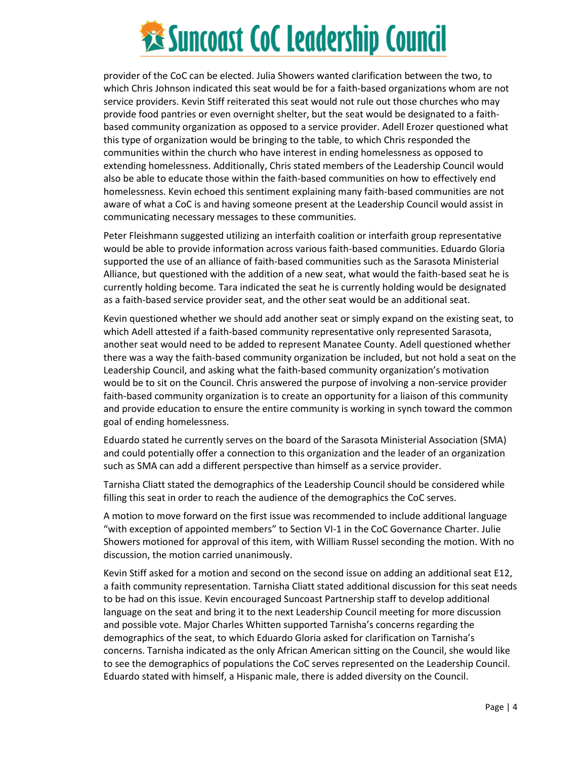provider of the CoC can be elected. Julia Showers wanted clarification between the two, to which Chris Johnson indicated this seat would be for a faith-based organizations whom are not service providers. Kevin Stiff reiterated this seat would not rule out those churches who may provide food pantries or even overnight shelter, but the seat would be designated to a faith-based community organization as opposed to a service provider. Adell Erozer questioned what this type of organization would be bringing to the table, to which Chris responded the communities within the church who have interest in ending homelessness as opposed to extending homelessness. Additionally, Chris stated members of the Leadership Council would also be able to educate those within the faith-based communities on how to effectively end homelessness. Kevin echoed this sentiment explaining many faith-based communities are not aware of what a CoC is and having someone present at the Leadership Council would assist in communicating necessary messages to these communities.

Peter Fleishmann suggested utilizing an interfaith coalition or interfaith group representative would be able to provide information across various faith-based communities. Eduardo Gloria supported the use of an alliance of faith-based communities such as the Sarasota Ministerial Alliance, but questioned with the addition of a new seat, what would the faith-based seat he is currently holding become. Tara indicated the seat he is currently holding would be designated as a faith-based service provider seat, and the other seat would be an additional seat.

Kevin questioned whether we should add another seat or simply expand on the existing seat, to which Adell attested if a faith-based community representative only represented Sarasota, another seat would need to be added to represent Manatee County. Adell questioned whether there was a way the faith-based community organization be included, but not hold a seat on the Leadership Council, and asking what the faith-based community organization's motivation would be to sit on the Council. Chris answered the purpose of involving a non-service provider faith-based community organization is to create an opportunity for a liaison of this community and provide education to ensure the entire community is working in synch toward the common goal of ending homelessness.

Eduardo stated he currently serves on the board of the Sarasota Ministerial Association (SMA) and could potentially offer a connection to this organization and the leader of an organization such as SMA can add a different perspective than himself as a service provider.

Tarnisha Cliatt stated the demographics of the Leadership Council should be considered while filling this seat in order to reach the audience of the demographics the CoC serves.

A motion to move forward on the first issue was recommended to include additional language "with exception of appointed members" to Section VI-1 in the CoC Governance Charter. Julie Showers motioned for approval of this item, with William Russel seconding the motion. With no discussion, the motion carried unanimously.

Kevin Stiff asked for a motion and second on the second issue on adding an additional seat E12, a faith community representation. Tarnisha Cliatt stated additional discussion for this seat needs to be had on this issue. Kevin encouraged Suncoast Partnership staff to develop additional language on the seat and bring it to the next Leadership Council meeting for more discussion and possible vote. Major Charles Whitten supported Tarnisha's concerns regarding the demographics of the seat, to which Eduardo Gloria asked for clarification on Tarnisha's concerns. Tarnisha indicated as the only African American sitting on the Council, she would like to see the demographics of populations the CoC serves represented on the Leadership Council. Eduardo stated with himself, a Hispanic male, there is added diversity on the Council.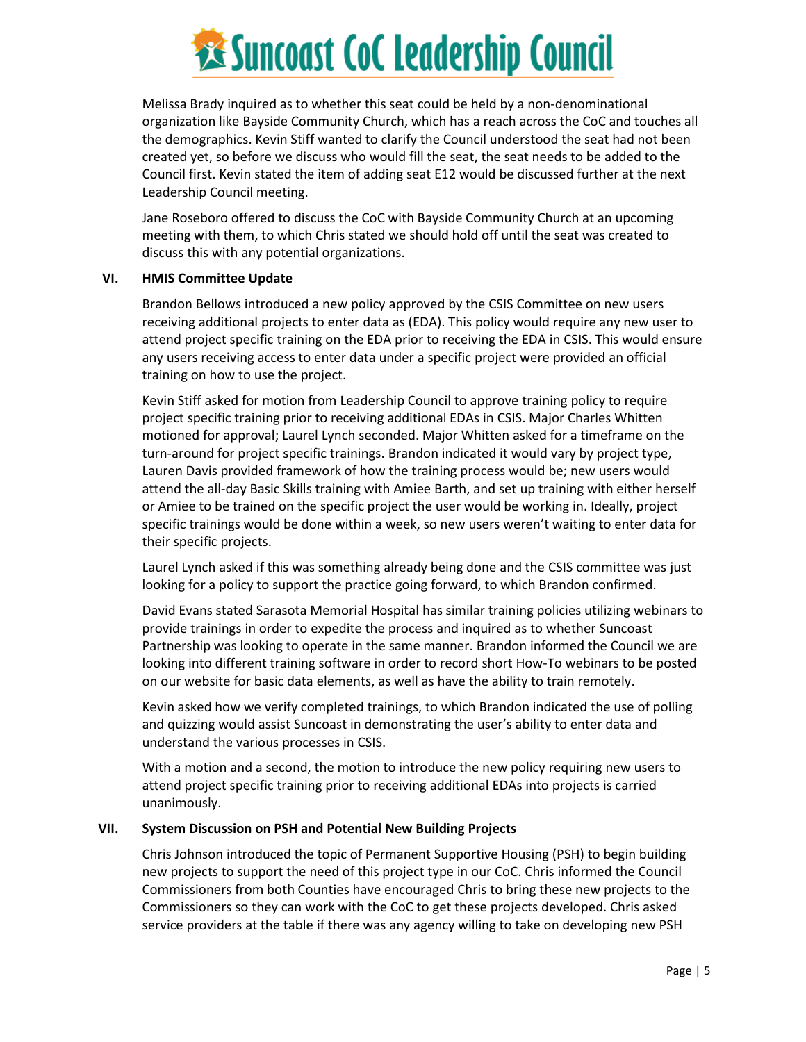Melissa Brady inquired as to whether this seat could be held by a non-denominational organization like Bayside Community Church, which has a reach across the CoC and touches all the demographics. Kevin Stiff wanted to clarify the Council understood the seat had not been created yet, so before we discuss who would fill the seat, the seat needs to be added to the Council first. Kevin stated the item of adding seat E12 would be discussed further at the next Leadership Council meeting.

Jane Roseboro offered to discuss the CoC with Bayside Community Church at an upcoming meeting with them, to which Chris stated we should hold off until the seat was created to discuss this with any potential organizations.

## VI. HMIS Committee Update

Brandon Bellows introduced a new policy approved by the CSIS Committee on new users receiving additional projects to enter data as (EDA). This policy would require any new user to attend project specific training on the EDA prior to receiving the EDA in CSIS. This would ensure any users receiving access to enter data under a specific project were provided an official training on how to use the project.

Kevin Stiff asked for motion from Leadership Council to approve training policy to require project specific training prior to receiving additional EDAs in CSIS. Major Charles Whitten motioned for approval; Laurel Lynch seconded. Major Whitten asked for a timeframe on the turn-around for project specific trainings. Brandon indicated it would vary by project type, Lauren Davis provided framework of how the training process would be; new users would attend the all-day Basic Skills training with Amiee Barth, and set up training with either herself or Amiee to be trained on the specific project the user would be working in. Ideally, project specific trainings would be done within a week, so new users weren't waiting to enter data for their specific projects.

Laurel Lynch asked if this was something already being done and the CSIS committee was just looking for a policy to support the practice going forward, to which Brandon confirmed.

David Evans stated Sarasota Memorial Hospital has similar training policies utilizing webinars to provide trainings in order to expedite the process and inquired as to whether Suncoast Partnership was looking to operate in the same manner. Brandon informed the Council we are looking into different training software in order to record short How-To webinars to be posted on our website for basic data elements, as well as have the ability to train remotely.

Kevin asked how we verify completed trainings, to which Brandon indicated the use of polling and quizzing would assist Suncoast in demonstrating the user's ability to enter data and understand the various processes in CSIS.

With a motion and a second, the motion to introduce the new policy requiring new users to attend project specific training prior to receiving additional EDAs into projects is carried unanimously.

## VII. System Discussion on PSH and Potential New Building Projects

Chris Johnson introduced the topic of Permanent Supportive Housing (PSH) to begin building new projects to support the need of this project type in our CoC. Chris informed the Council Commissioners from both Counties have encouraged Chris to bring these new projects to the Commissioners so they can work with the CoC to get these projects developed. Chris asked service providers at the table if there was any agency willing to take on developing new PSH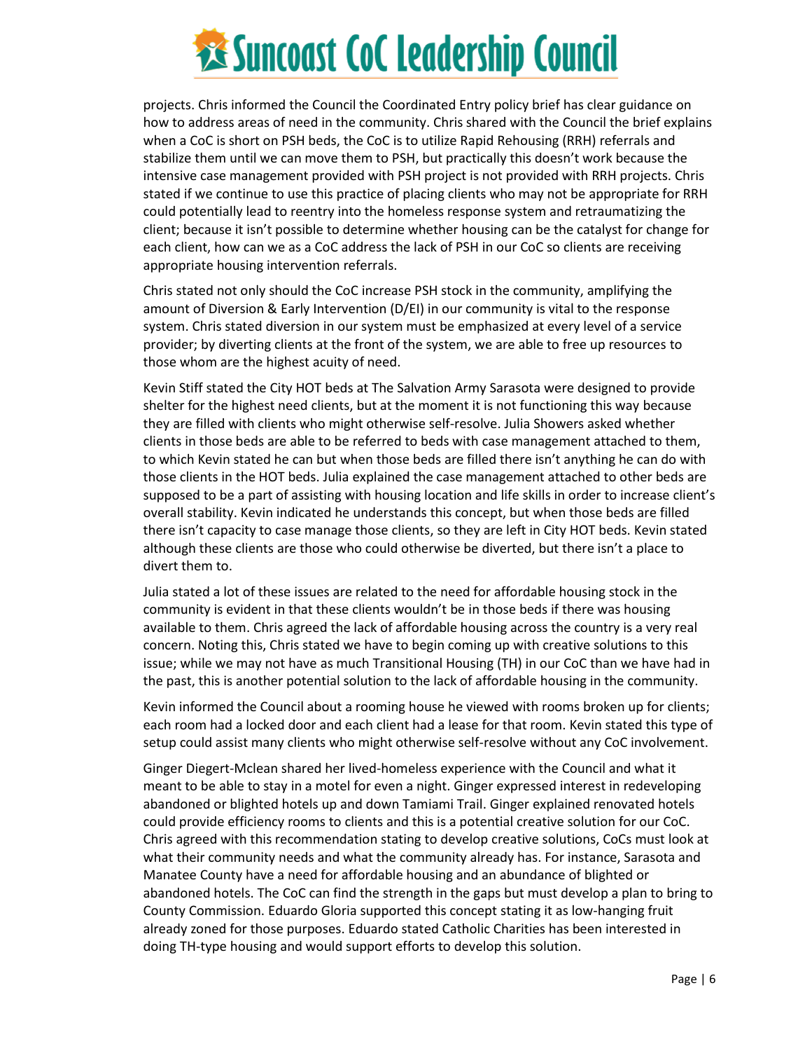projects. Chris informed the Council the Coordinated Entry policy brief has clear guidance on how to address areas of need in the community. Chris shared with the Council the brief explains when a CoC is short on PSH beds, the CoC is to utilize Rapid Rehousing (RRH) referrals and stabilize them until we can move them to PSH, but practically this doesn't work because the intensive case management provided with PSH project is not provided with RRH projects. Chris stated if we continue to use this practice of placing clients who may not be appropriate for RRH could potentially lead to reentry into the homeless response system and retraumatizing the client; because it isn't possible to determine whether housing can be the catalyst for change for each client, how can we as a CoC address the lack of PSH in our CoC so clients are receiving appropriate housing intervention referrals.

Chris stated not only should the CoC increase PSH stock in the community, amplifying the amount of Diversion & Early Intervention (D/EI) in our community is vital to the response system. Chris stated diversion in our system must be emphasized at every level of a service provider; by diverting clients at the front of the system, we are able to free up resources to those whom are the highest acuity of need.

Kevin Stiff stated the City HOT beds at The Salvation Army Sarasota were designed to provide shelter for the highest need clients, but at the moment it is not functioning this way because they are filled with clients who might otherwise self-resolve. Julia Showers asked whether clients in those beds are able to be referred to beds with case management attached to them, to which Kevin stated he can but when those beds are filled there isn't anything he can do with those clients in the HOT beds. Julia explained the case management attached to other beds are supposed to be a part of assisting with housing location and life skills in order to increase client's overall stability. Kevin indicated he understands this concept, but when those beds are filled there isn't capacity to case manage those clients, so they are left in City HOT beds. Kevin stated although these clients are those who could otherwise be diverted, but there isn't a place to divert them to.

Julia stated a lot of these issues are related to the need for affordable housing stock in the community is evident in that these clients wouldn't be in those beds if there was housing available to them. Chris agreed the lack of affordable housing across the country is a very real concern. Noting this, Chris stated we have to begin coming up with creative solutions to this issue; while we may not have as much Transitional Housing (TH) in our CoC than we have had in the past, this is another potential solution to the lack of affordable housing in the community.

Kevin informed the Council about a rooming house he viewed with rooms broken up for clients; each room had a locked door and each client had a lease for that room. Kevin stated this type of setup could assist many clients who might otherwise self-resolve without any CoC involvement.

Ginger Diegert-Mclean shared her lived-homeless experience with the Council and what it meant to be able to stay in a motel for even a night. Ginger expressed interest in redeveloping abandoned or blighted hotels up and down Tamiami Trail. Ginger explained renovated hotels could provide efficiency rooms to clients and this is a potential creative solution for our CoC. Chris agreed with this recommendation stating to develop creative solutions, CoCs must look at what their community needs and what the community already has. For instance, Sarasota and Manatee County have a need for affordable housing and an abundance of blighted or abandoned hotels. The CoC can find the strength in the gaps but must develop a plan to bring to County Commission. Eduardo Gloria supported this concept stating it as low-hanging fruit already zoned for those purposes. Eduardo stated Catholic Charities has been interested in doing TH-type housing and would support efforts to develop this solution.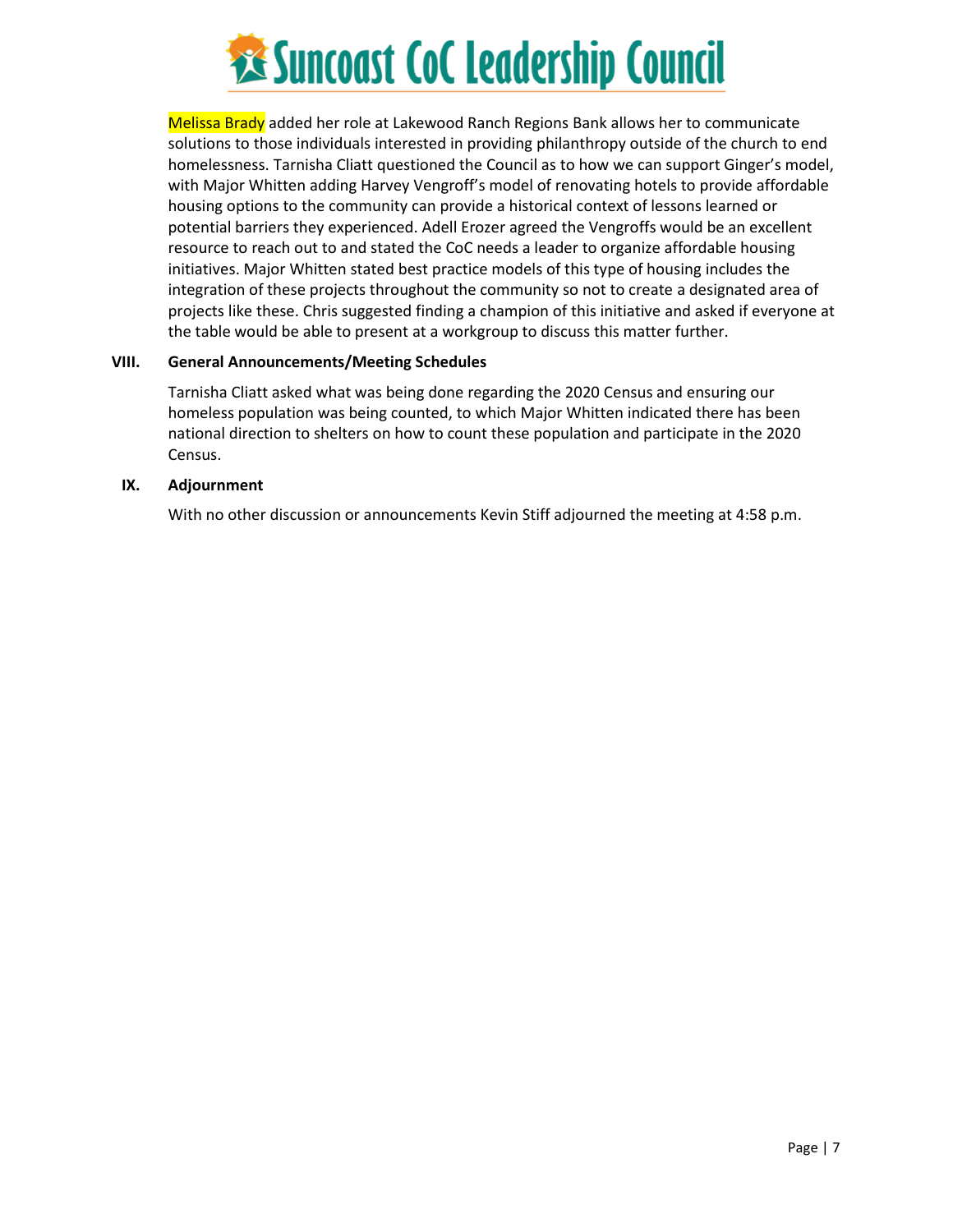Melissa Brady added her role at Lakewood Ranch Regions Bank allows her to communicate solutions to those individuals interested in providing philanthropy outside of the church to end homelessness. Tarnisha Cliatt questioned the Council as to how we can support Ginger's model, with Major Whitten adding Harvey Vengroff's model of renovating hotels to provide affordable housing options to the community can provide a historical context of lessons learned or potential barriers they experienced. Adell Erozer agreed the Vengroffs would be an excellent resource to reach out to and stated the CoC needs a leader to organize affordable housing initiatives. Major Whitten stated best practice models of this type of housing includes the integration of these projects throughout the community so not to create a designated area of projects like these. Chris suggested finding a champion of this initiative and asked if everyone at the table would be able to present at a workgroup to discuss this matter further.

## VIII. General Announcements/Meeting Schedules

Tarnisha Cliatt asked what was being done regarding the 2020 Census and ensuring our homeless population was being counted, to which Major Whitten indicated there has been national direction to shelters on how to count these population and participate in the 2020 Census.

## IX. Adjournment

With no other discussion or announcements Kevin Stiff adjourned the meeting at 4:58 p.m.